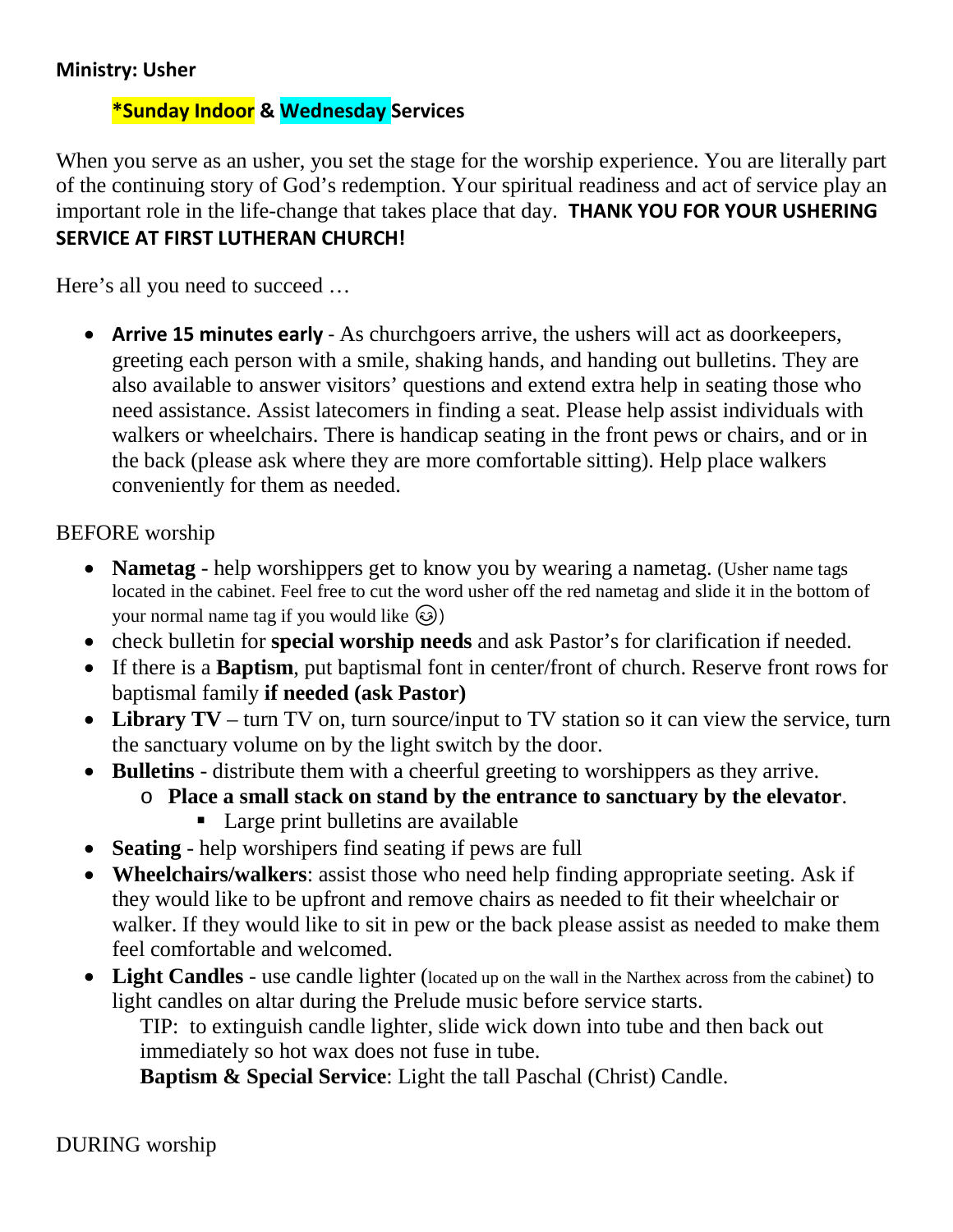**Ministry: Usher**

**\*Sunday Indoor & Wednesday Services**

When you serve as an usher, you set the stage for the worship experience. You are literally part of the continuing story of God's redemption. Your spiritual readiness and act of service play an important role in the life-change that takes place that day. **THANK YOU FOR YOUR USHERING SERVICE AT FIRST LUTHERAN CHURCH!**

Here's all you need to succeed …

- **Arrive 15 minutes early** - As churchgoers arrive, the ushers will act as doorkeepers, greeting each person with a smile, shaking hands, and handing out bulletins. They are also available to answer visitors' questions and extend extra help in seating those who need assistance. Assist latecomers in finding a seat. Please help assist individuals with walkers or wheelchairs. There is handicap seating in the front pews or chairs, and or in the back (please ask where they are more comfortable sitting). Help place walkers conveniently for them as needed.

BEFORE worship

- **Nametag** - help worshippers get to know you by wearing a nametag. (Usher name tags located in the cabinet. Feel free to cut the word usher off the red nametag and slide it in the bottom of your normal name tag if you would like 😊)
- check bulletin for **special worship needs** and ask Pastor's for clarification if needed.
- If there is a **Baptism**, put baptismal font in center/front of church. Reserve front rows for baptismal family **if needed (ask Pastor)**
- **Library TV** – turn TV on, turn source/input to TV station so it can view the service, turn the sanctuary volume on by the light switch by the door.
- **Bulletins** - distribute them with a cheerful greeting to worshippers as they arrive.
  - **Place a small stack on stand by the entrance to sanctuary by the elevator**.
    - Large print bulletins are available
- **Seating** - help worshipers find seating if pews are full
- **Wheelchairs/walkers**: assist those who need help finding appropriate seeting. Ask if they would like to be upfront and remove chairs as needed to fit their wheelchair or walker. If they would like to sit in pew or the back please assist as needed to make them feel comfortable and welcomed.
- **Light Candles** - use candle lighter (located up on the wall in the Narthex across from the cabinet) to light candles on altar during the Prelude music before service starts.

  TIP: to extinguish candle lighter, slide wick down into tube and then back out immediately so hot wax does not fuse in tube.

  **Baptism & Special Service**: Light the tall Paschal (Christ) Candle.

DURING worship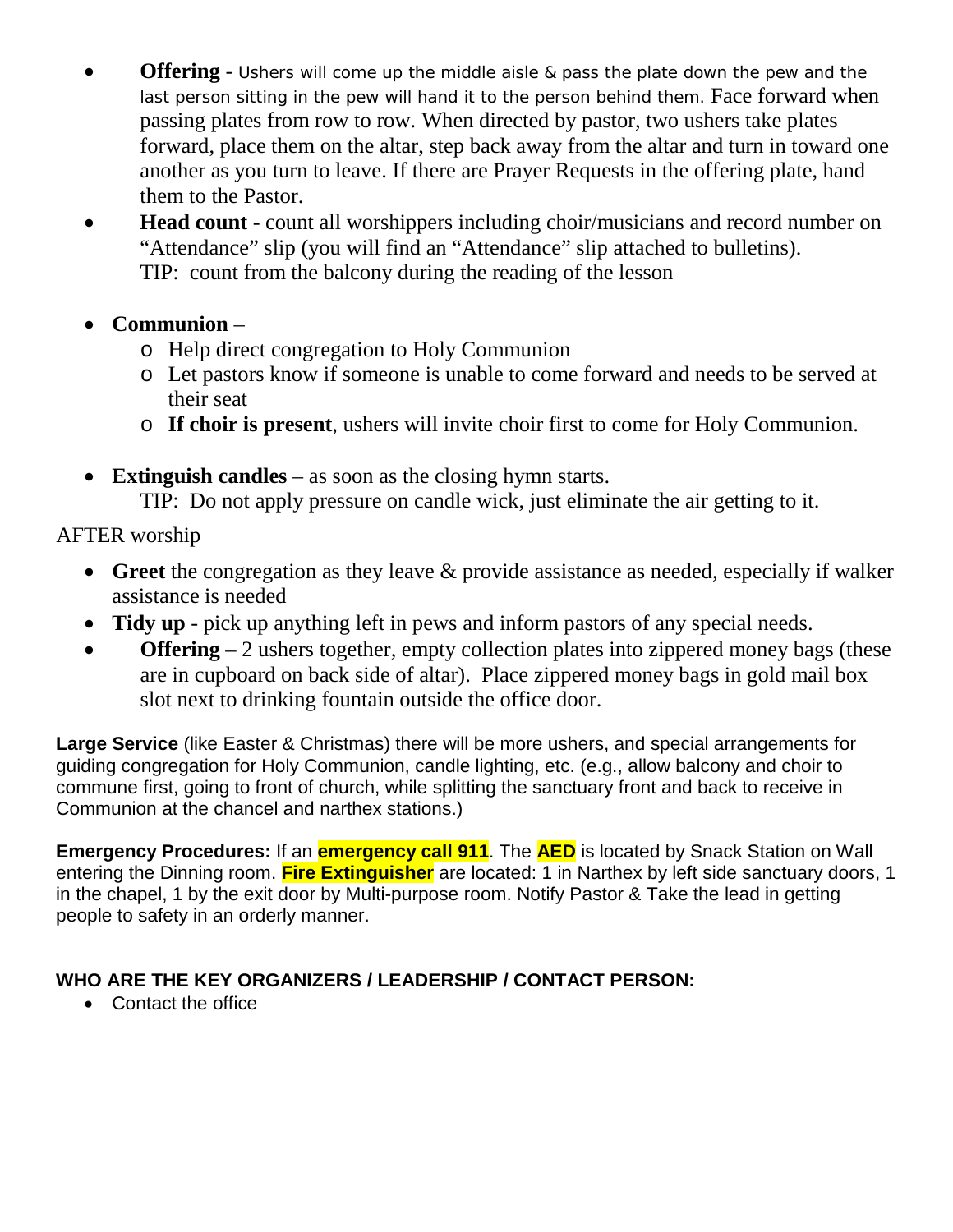- **Offering** - Ushers will come up the middle aisle & pass the plate down the pew and the last person sitting in the pew will hand it to the person behind them. Face forward when passing plates from row to row. When directed by pastor, two ushers take plates forward, place them on the altar, step back away from the altar and turn in toward one another as you turn to leave. If there are Prayer Requests in the offering plate, hand them to the Pastor.
- **Head count** - count all worshippers including choir/musicians and record number on "Attendance" slip (you will find an "Attendance" slip attached to bulletins).
  TIP: count from the balcony during the reading of the lesson
- **Communion** –
  - Help direct congregation to Holy Communion
  - Let pastors know if someone is unable to come forward and needs to be served at their seat
  - **If choir is present**, ushers will invite choir first to come for Holy Communion.
- **Extinguish candles** – as soon as the closing hymn starts.
  TIP: Do not apply pressure on candle wick, just eliminate the air getting to it.

AFTER worship

- **Greet** the congregation as they leave & provide assistance as needed, especially if walker assistance is needed
- **Tidy up** - pick up anything left in pews and inform pastors of any special needs.
- **Offering** – 2 ushers together, empty collection plates into zippered money bags (these are in cupboard on back side of altar). Place zippered money bags in gold mail box slot next to drinking fountain outside the office door.

**Large Service** (like Easter & Christmas) there will be more ushers, and special arrangements for guiding congregation for Holy Communion, candle lighting, etc. (e.g., allow balcony and choir to commune first, going to front of church, while splitting the sanctuary front and back to receive in Communion at the chancel and narthex stations.)

**Emergency Procedures:** If an **emergency call 911**. The **AED** is located by Snack Station on Wall entering the Dinning room. **Fire Extinguisher** are located: 1 in Narthex by left side sanctuary doors, 1 in the chapel, 1 by the exit door by Multi-purpose room. Notify Pastor & Take the lead in getting people to safety in an orderly manner.

**WHO ARE THE KEY ORGANIZERS / LEADERSHIP / CONTACT PERSON:**

- Contact the office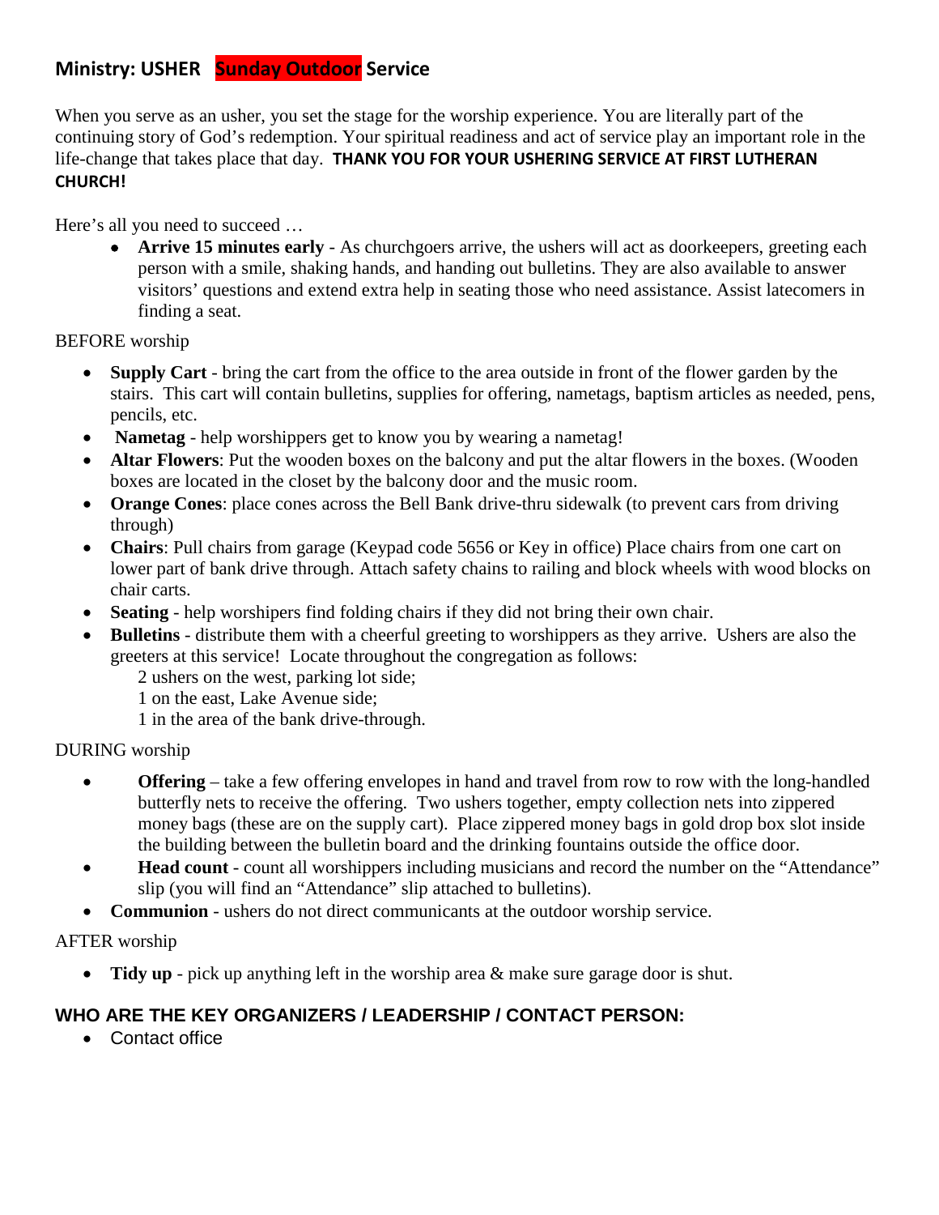## Ministry: USHER Sunday Outdoor Service

When you serve as an usher, you set the stage for the worship experience. You are literally part of the continuing story of God's redemption. Your spiritual readiness and act of service play an important role in the life-change that takes place that day. **THANK YOU FOR YOUR USHERING SERVICE AT FIRST LUTHERAN CHURCH!**

Here's all you need to succeed …

- **Arrive 15 minutes early** - As churchgoers arrive, the ushers will act as doorkeepers, greeting each person with a smile, shaking hands, and handing out bulletins. They are also available to answer visitors' questions and extend extra help in seating those who need assistance. Assist latecomers in finding a seat.

BEFORE worship

- **Supply Cart** - bring the cart from the office to the area outside in front of the flower garden by the stairs. This cart will contain bulletins, supplies for offering, nametags, baptism articles as needed, pens, pencils, etc.
- **Nametag** - help worshippers get to know you by wearing a nametag!
- **Altar Flowers**: Put the wooden boxes on the balcony and put the altar flowers in the boxes. (Wooden boxes are located in the closet by the balcony door and the music room.
- **Orange Cones**: place cones across the Bell Bank drive-thru sidewalk (to prevent cars from driving through)
- **Chairs**: Pull chairs from garage (Keypad code 5656 or Key in office) Place chairs from one cart on lower part of bank drive through. Attach safety chains to railing and block wheels with wood blocks on chair carts.
- **Seating** - help worshipers find folding chairs if they did not bring their own chair.
- **Bulletins** - distribute them with a cheerful greeting to worshippers as they arrive. Ushers are also the greeters at this service! Locate throughout the congregation as follows:
  - 2 ushers on the west, parking lot side;
  - 1 on the east, Lake Avenue side;
  - 1 in the area of the bank drive-through.

DURING worship

- **Offering** – take a few offering envelopes in hand and travel from row to row with the long-handled butterfly nets to receive the offering. Two ushers together, empty collection nets into zippered money bags (these are on the supply cart). Place zippered money bags in gold drop box slot inside the building between the bulletin board and the drinking fountains outside the office door.
- **Head count** - count all worshippers including musicians and record the number on the "Attendance" slip (you will find an "Attendance" slip attached to bulletins).
- **Communion** - ushers do not direct communicants at the outdoor worship service.

AFTER worship

- **Tidy up** - pick up anything left in the worship area & make sure garage door is shut.

### WHO ARE THE KEY ORGANIZERS / LEADERSHIP / CONTACT PERSON:

- Contact office